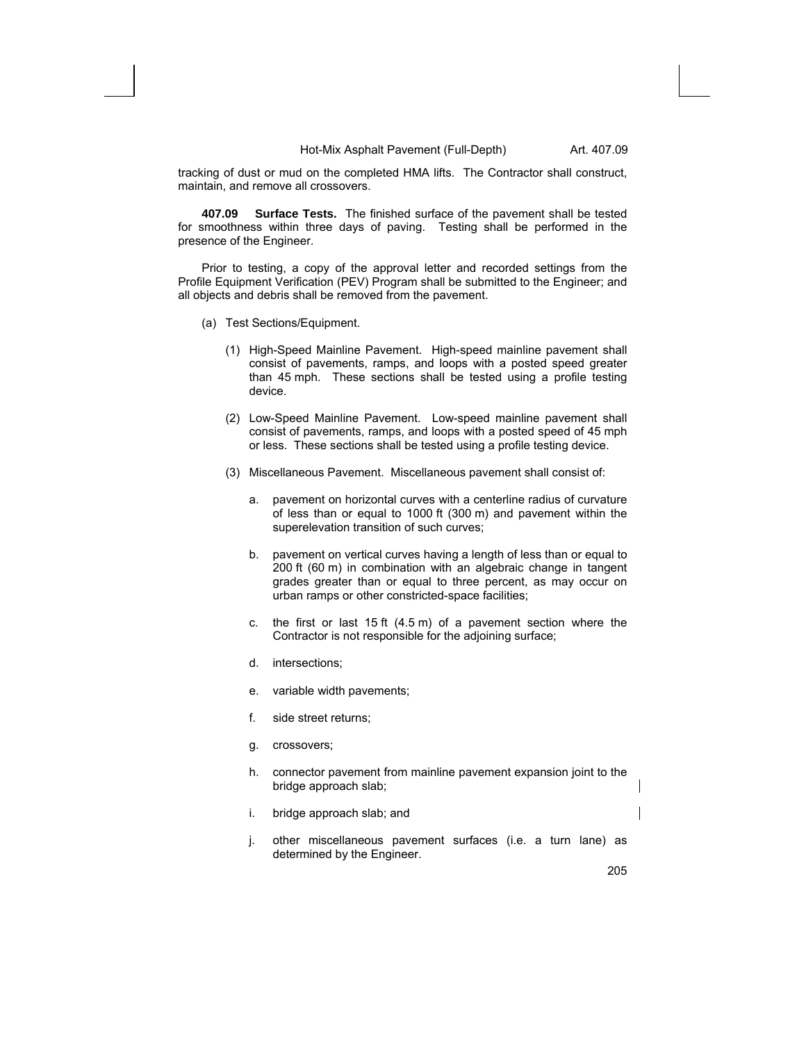tracking of dust or mud on the completed HMA lifts. The Contractor shall construct, maintain, and remove all crossovers.

**407.09 Surface Tests.** The finished surface of the pavement shall be tested for smoothness within three days of paving. Testing shall be performed in the presence of the Engineer.

Prior to testing, a copy of the approval letter and recorded settings from the Profile Equipment Verification (PEV) Program shall be submitted to the Engineer; and all objects and debris shall be removed from the pavement.

(a) Test Sections/Equipment.

(1) High-Speed Mainline Pavement. High-speed mainline pavement shall consist of pavements, ramps, and loops with a posted speed greater than 45 mph. These sections shall be tested using a profile testing device.

(2) Low-Speed Mainline Pavement. Low-speed mainline pavement shall consist of pavements, ramps, and loops with a posted speed of 45 mph or less. These sections shall be tested using a profile testing device.

(3) Miscellaneous Pavement. Miscellaneous pavement shall consist of:

a. pavement on horizontal curves with a centerline radius of curvature of less than or equal to 1000 ft (300 m) and pavement within the superelevation transition of such curves;

b. pavement on vertical curves having a length of less than or equal to 200 ft (60 m) in combination with an algebraic change in tangent grades greater than or equal to three percent, as may occur on urban ramps or other constricted-space facilities;

c. the first or last 15 ft (4.5 m) of a pavement section where the Contractor is not responsible for the adjoining surface;

d. intersections;

e. variable width pavements;

f. side street returns;

g. crossovers;

h. connector pavement from mainline pavement expansion joint to the bridge approach slab;

i. bridge approach slab; and

j. other miscellaneous pavement surfaces (i.e. a turn lane) as determined by the Engineer.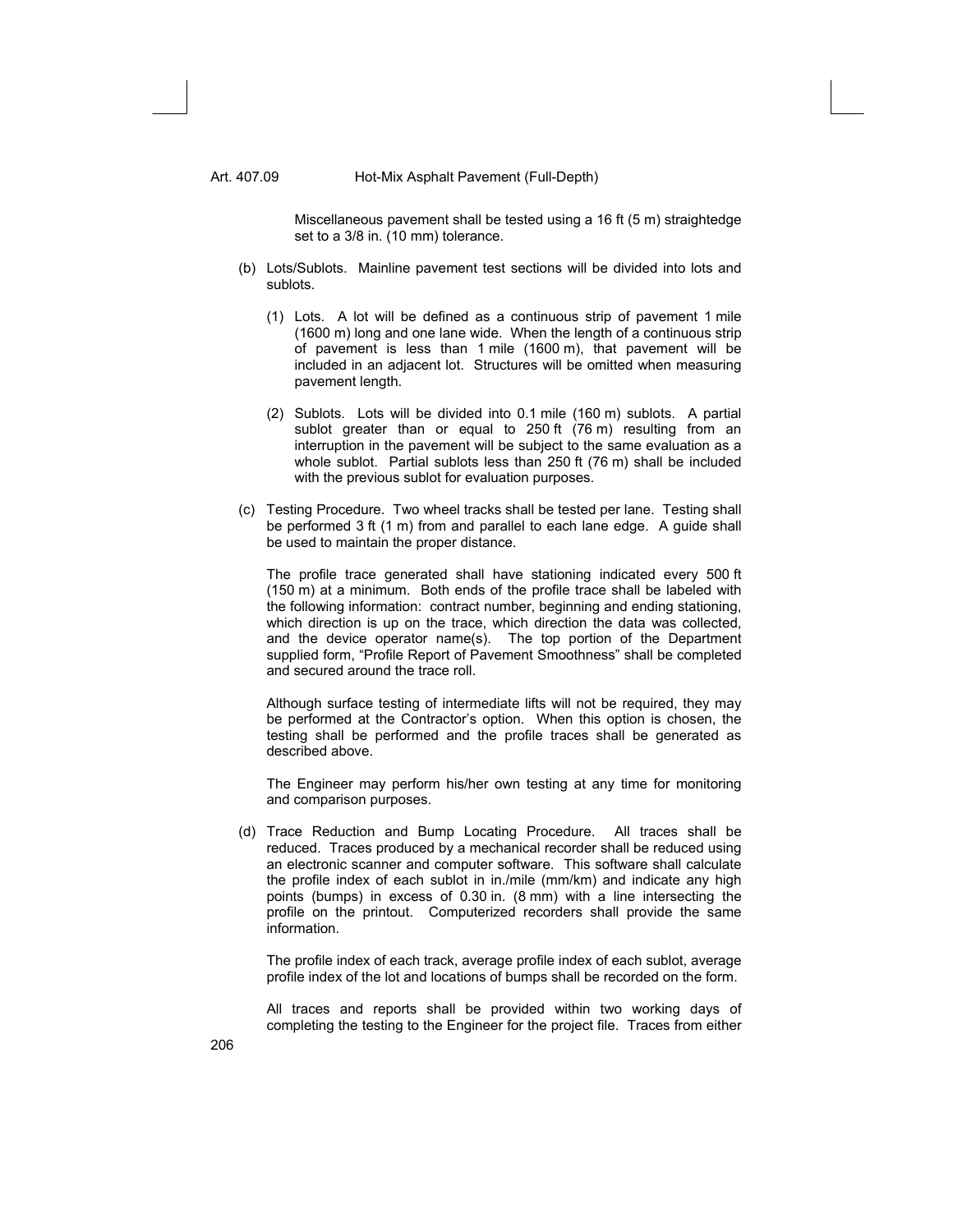Miscellaneous pavement shall be tested using a 16 ft (5 m) straightedge set to a 3/8 in. (10 mm) tolerance.

(b) Lots/Sublots. Mainline pavement test sections will be divided into lots and sublots.

(1) Lots. A lot will be defined as a continuous strip of pavement 1 mile (1600 m) long and one lane wide. When the length of a continuous strip of pavement is less than 1 mile (1600 m), that pavement will be included in an adjacent lot. Structures will be omitted when measuring pavement length.

(2) Sublots. Lots will be divided into 0.1 mile (160 m) sublots. A partial sublot greater than or equal to 250 ft (76 m) resulting from an interruption in the pavement will be subject to the same evaluation as a whole sublot. Partial sublots less than 250 ft (76 m) shall be included with the previous sublot for evaluation purposes.

(c) Testing Procedure. Two wheel tracks shall be tested per lane. Testing shall be performed 3 ft (1 m) from and parallel to each lane edge. A guide shall be used to maintain the proper distance.

The profile trace generated shall have stationing indicated every 500 ft (150 m) at a minimum. Both ends of the profile trace shall be labeled with the following information: contract number, beginning and ending stationing, which direction is up on the trace, which direction the data was collected, and the device operator name(s). The top portion of the Department supplied form, "Profile Report of Pavement Smoothness" shall be completed and secured around the trace roll.

Although surface testing of intermediate lifts will not be required, they may be performed at the Contractor's option. When this option is chosen, the testing shall be performed and the profile traces shall be generated as described above.

The Engineer may perform his/her own testing at any time for monitoring and comparison purposes.

(d) Trace Reduction and Bump Locating Procedure. All traces shall be reduced. Traces produced by a mechanical recorder shall be reduced using an electronic scanner and computer software. This software shall calculate the profile index of each sublot in in./mile (mm/km) and indicate any high points (bumps) in excess of 0.30 in. (8 mm) with a line intersecting the profile on the printout. Computerized recorders shall provide the same information.

The profile index of each track, average profile index of each sublot, average profile index of the lot and locations of bumps shall be recorded on the form.

All traces and reports shall be provided within two working days of completing the testing to the Engineer for the project file. Traces from either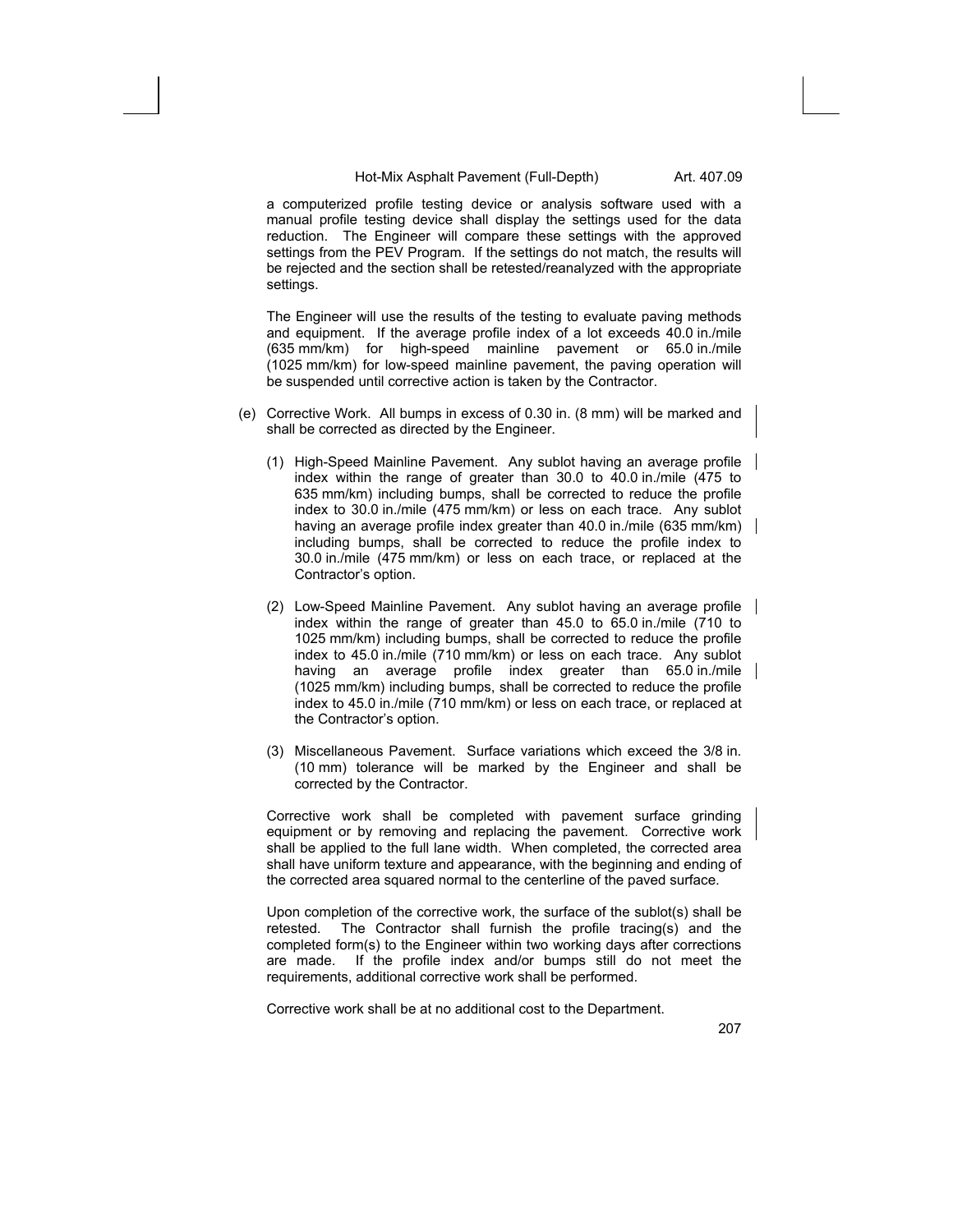a computerized profile testing device or analysis software used with a manual profile testing device shall display the settings used for the data reduction. The Engineer will compare these settings with the approved settings from the PEV Program. If the settings do not match, the results will be rejected and the section shall be retested/reanalyzed with the appropriate settings.

The Engineer will use the results of the testing to evaluate paving methods and equipment. If the average profile index of a lot exceeds 40.0 in./mile (635 mm/km) for high-speed mainline pavement or 65.0 in./mile (1025 mm/km) for low-speed mainline pavement, the paving operation will be suspended until corrective action is taken by the Contractor.

(e) Corrective Work. All bumps in excess of 0.30 in. (8 mm) will be marked and shall be corrected as directed by the Engineer.

(1) High-Speed Mainline Pavement. Any sublot having an average profile index within the range of greater than 30.0 to 40.0 in./mile (475 to 635 mm/km) including bumps, shall be corrected to reduce the profile index to 30.0 in./mile (475 mm/km) or less on each trace. Any sublot having an average profile index greater than 40.0 in./mile (635 mm/km) including bumps, shall be corrected to reduce the profile index to 30.0 in./mile (475 mm/km) or less on each trace, or replaced at the Contractor's option.

(2) Low-Speed Mainline Pavement. Any sublot having an average profile index within the range of greater than 45.0 to 65.0 in./mile (710 to 1025 mm/km) including bumps, shall be corrected to reduce the profile index to 45.0 in./mile (710 mm/km) or less on each trace. Any sublot having an average profile index greater than 65.0 in./mile (1025 mm/km) including bumps, shall be corrected to reduce the profile index to 45.0 in./mile (710 mm/km) or less on each trace, or replaced at the Contractor's option.

(3) Miscellaneous Pavement. Surface variations which exceed the 3/8 in. (10 mm) tolerance will be marked by the Engineer and shall be corrected by the Contractor.

Corrective work shall be completed with pavement surface grinding equipment or by removing and replacing the pavement. Corrective work shall be applied to the full lane width. When completed, the corrected area shall have uniform texture and appearance, with the beginning and ending of the corrected area squared normal to the centerline of the paved surface.

Upon completion of the corrective work, the surface of the sublot(s) shall be retested. The Contractor shall furnish the profile tracing(s) and the completed form(s) to the Engineer within two working days after corrections are made. If the profile index and/or bumps still do not meet the requirements, additional corrective work shall be performed.

Corrective work shall be at no additional cost to the Department.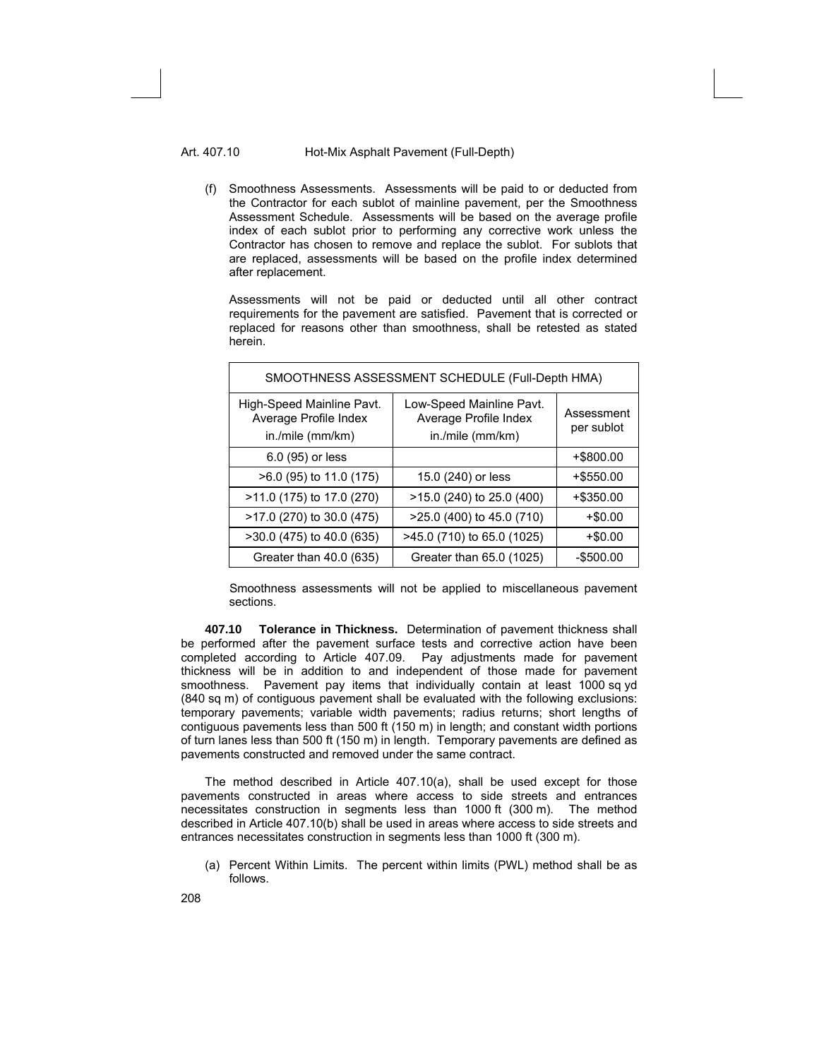(f) Smoothness Assessments. Assessments will be paid to or deducted from the Contractor for each sublot of mainline pavement, per the Smoothness Assessment Schedule. Assessments will be based on the average profile index of each sublot prior to performing any corrective work unless the Contractor has chosen to remove and replace the sublot. For sublots that are replaced, assessments will be based on the profile index determined after replacement.

Assessments will not be paid or deducted until all other contract requirements for the pavement are satisfied. Pavement that is corrected or replaced for reasons other than smoothness, shall be retested as stated herein.

| SMOOTHNESS ASSESSMENT SCHEDULE (Full-Depth HMA) | | |
|---|---|---|
| High-Speed Mainline Pavt. Average Profile Index in./mile (mm/km) | Low-Speed Mainline Pavt. Average Profile Index in./mile (mm/km) | Assessment per sublot |
| 6.0 (95) or less | | +$800.00 |
| >6.0 (95) to 11.0 (175) | 15.0 (240) or less | +$550.00 |
| >11.0 (175) to 17.0 (270) | >15.0 (240) to 25.0 (400) | +$350.00 |
| >17.0 (270) to 30.0 (475) | >25.0 (400) to 45.0 (710) | +$0.00 |
| >30.0 (475) to 40.0 (635) | >45.0 (710) to 65.0 (1025) | +$0.00 |
| Greater than 40.0 (635) | Greater than 65.0 (1025) | -$500.00 |

Smoothness assessments will not be applied to miscellaneous pavement sections.

**407.10 Tolerance in Thickness.** Determination of pavement thickness shall be performed after the pavement surface tests and corrective action have been completed according to Article 407.09. Pay adjustments made for pavement thickness will be in addition to and independent of those made for pavement smoothness. Pavement pay items that individually contain at least 1000 sq yd (840 sq m) of contiguous pavement shall be evaluated with the following exclusions: temporary pavements; variable width pavements; radius returns; short lengths of contiguous pavements less than 500 ft (150 m) in length; and constant width portions of turn lanes less than 500 ft (150 m) in length. Temporary pavements are defined as pavements constructed and removed under the same contract.

The method described in Article 407.10(a), shall be used except for those pavements constructed in areas where access to side streets and entrances necessitates construction in segments less than 1000 ft (300 m). The method described in Article 407.10(b) shall be used in areas where access to side streets and entrances necessitates construction in segments less than 1000 ft (300 m).

(a) Percent Within Limits. The percent within limits (PWL) method shall be as follows.